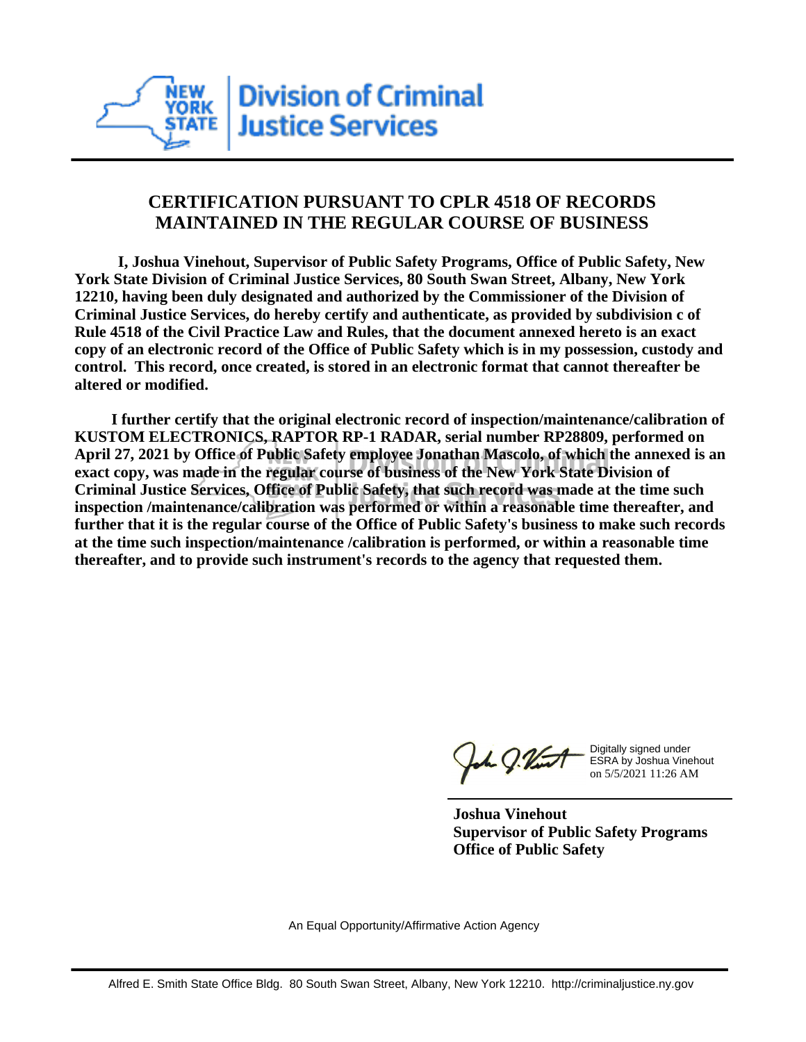**New York State Division of Criminal Justice Services**

## CERTIFICATION PURSUANT TO CPLR 4518 OF RECORDS MAINTAINED IN THE REGULAR COURSE OF BUSINESS

**I, Joshua Vinehout, Supervisor of Public Safety Programs, Office of Public Safety, New York State Division of Criminal Justice Services, 80 South Swan Street, Albany, New York 12210, having been duly designated and authorized by the Commissioner of the Division of Criminal Justice Services, do hereby certify and authenticate, as provided by subdivision c of Rule 4518 of the Civil Practice Law and Rules, that the document annexed hereto is an exact copy of an electronic record of the Office of Public Safety which is in my possession, custody and control. This record, once created, is stored in an electronic format that cannot thereafter be altered or modified.**

**I further certify that the original electronic record of inspection/maintenance/calibration of KUSTOM ELECTRONICS, RAPTOR RP-1 RADAR, serial number RP28809, performed on April 27, 2021 by Office of Public Safety employee Jonathan Mascolo, of which the annexed is an exact copy, was made in the regular course of business of the New York State Division of Criminal Justice Services, Office of Public Safety, that such record was made at the time such inspection /maintenance/calibration was performed or within a reasonable time thereafter, and further that it is the regular course of the Office of Public Safety's business to make such records at the time such inspection/maintenance /calibration is performed, or within a reasonable time thereafter, and to provide such instrument's records to the agency that requested them.**

Digitally signed under ESRA by Joshua Vinehout on 5/5/2021 11:26 AM

**Joshua Vinehout**
**Supervisor of Public Safety Programs**
**Office of Public Safety**

An Equal Opportunity/Affirmative Action Agency

Alfred E. Smith State Office Bldg. 80 South Swan Street, Albany, New York 12210. http://criminaljustice.ny.gov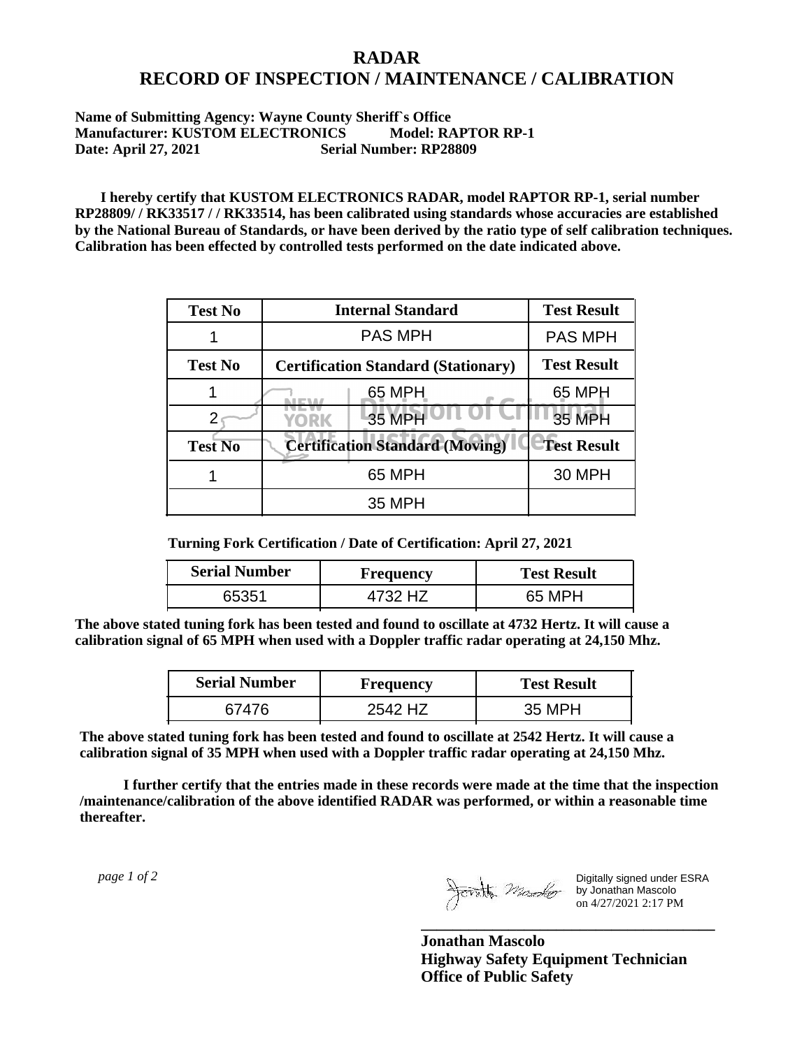# RADAR
# RECORD OF INSPECTION / MAINTENANCE / CALIBRATION

**Name of Submitting Agency: Wayne County Sheriff`s Office**
**Manufacturer: KUSTOM ELECTRONICS Model: RAPTOR RP-1**
**Date: April 27, 2021 Serial Number: RP28809**

**I hereby certify that KUSTOM ELECTRONICS RADAR, model RAPTOR RP-1, serial number RP28809/ / RK33517 / / RK33514, has been calibrated using standards whose accuracies are established by the National Bureau of Standards, or have been derived by the ratio type of self calibration techniques. Calibration has been effected by controlled tests performed on the date indicated above.**

| Test No | Internal Standard | Test Result |
|---|---|---|
| 1 | PAS MPH | PAS MPH |
| **Test No** | **Certification Standard (Stationary)** | **Test Result** |
| 1 | 65 MPH | 65 MPH |
| 2 | 35 MPH | 35 MPH |
| **Test No** | **Certification Standard (Moving)** | **Test Result** |
| 1 | 65 MPH | 30 MPH |
| | 35 MPH | |

**Turning Fork Certification / Date of Certification: April 27, 2021**

| Serial Number | Frequency | Test Result |
|---|---|---|
| 65351 | 4732 HZ | 65 MPH |

**The above stated tuning fork has been tested and found to oscillate at 4732 Hertz. It will cause a calibration signal of 65 MPH when used with a Doppler traffic radar operating at 24,150 Mhz.**

| Serial Number | Frequency | Test Result |
|---|---|---|
| 67476 | 2542 HZ | 35 MPH |

**The above stated tuning fork has been tested and found to oscillate at 2542 Hertz. It will cause a calibration signal of 35 MPH when used with a Doppler traffic radar operating at 24,150 Mhz.**

**I further certify that the entries made in these records were made at the time that the inspection /maintenance/calibration of the above identified RADAR was performed, or within a reasonable time thereafter.**

*page 1 of 2*

Digitally signed under ESRA by Jonathan Mascolo on 4/27/2021 2:17 PM

**Jonathan Mascolo**
**Highway Safety Equipment Technician**
**Office of Public Safety**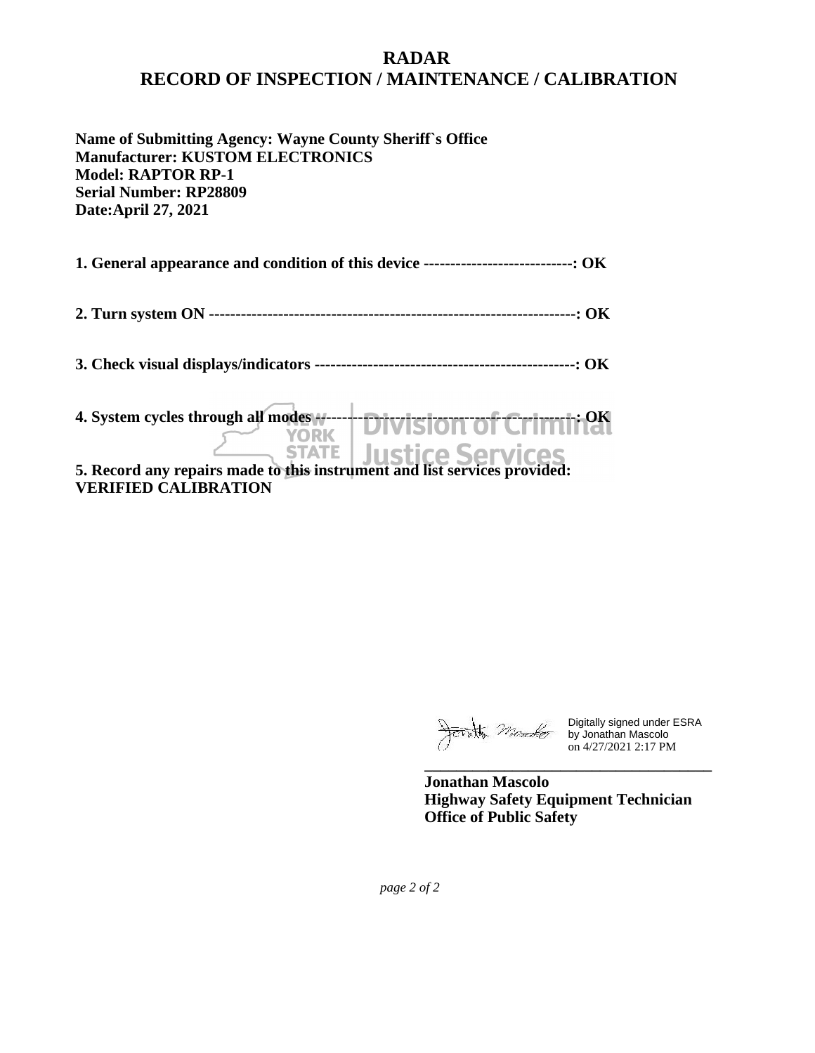# RADAR
# RECORD OF INSPECTION / MAINTENANCE / CALIBRATION

**Name of Submitting Agency: Wayne County Sheriff`s Office**
**Manufacturer: KUSTOM ELECTRONICS**
**Model: RAPTOR RP-1**
**Serial Number: RP28809**
**Date:April 27, 2021**

**1. General appearance and condition of this device ----------------------------: OK**

**2. Turn system ON ------------------------------------------------------------------: OK**

**3. Check visual displays/indicators -------------------------------------------------: OK**

**4. System cycles through all modes -------------------------------------------------: OK**

**5. Record any repairs made to this instrument and list services provided:**
**VERIFIED CALIBRATION**

Digitally signed under ESRA
by Jonathan Mascolo
on 4/27/2021 2:17 PM

**Jonathan Mascolo**
**Highway Safety Equipment Technician**
**Office of Public Safety**